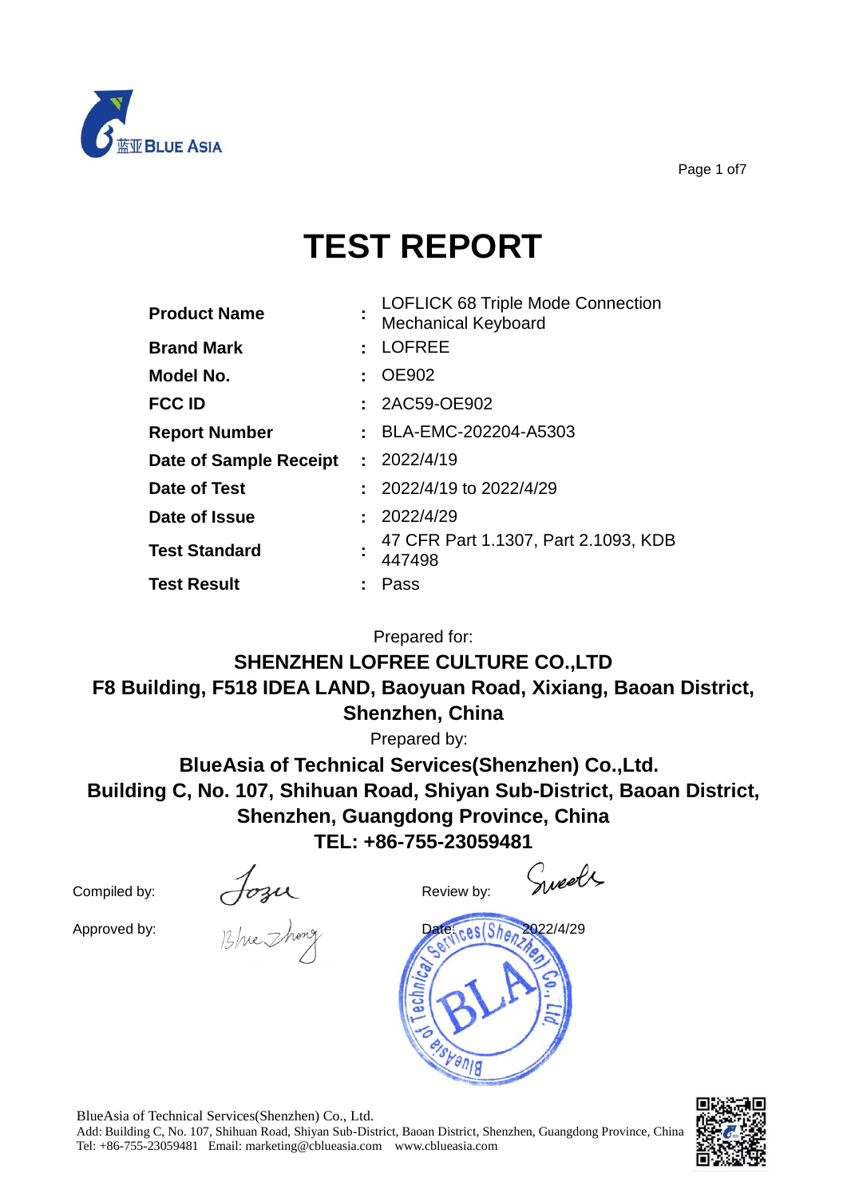# TEST REPORT

| | | |
|---|---|---|
| **Product Name** | : | LOFLICK 68 Triple Mode Connection Mechanical Keyboard |
| **Brand Mark** | : | LOFREE |
| **Model No.** | : | OE902 |
| **FCC ID** | : | 2AC59-OE902 |
| **Report Number** | : | BLA-EMC-202204-A5303 |
| **Date of Sample Receipt** | : | 2022/4/19 |
| **Date of Test** | : | 2022/4/19 to 2022/4/29 |
| **Date of Issue** | : | 2022/4/29 |
| **Test Standard** | : | 47 CFR Part 1.1307, Part 2.1093, KDB 447498 |
| **Test Result** | : | Pass |

Prepared for:

**SHENZHEN LOFREE CULTURE CO.,LTD**
**F8 Building, F518 IDEA LAND, Baoyuan Road, Xixiang, Baoan District, Shenzhen, China**

Prepared by:

**BlueAsia of Technical Services(Shenzhen) Co.,Ltd.**
**Building C, No. 107, Shihuan Road, Shiyan Sub-District, Baoan District, Shenzhen, Guangdong Province, China**
**TEL: +86-755-23059481**

Compiled by: Jozu

Review by: Sweets

Approved by: Blue Zhong

Date: 2022/4/29

BlueAsia of Technical Services(Shenzhen) Co., Ltd.
Add: Building C, No. 107, Shihuan Road, Shiyan Sub-District, Baoan District, Shenzhen, Guangdong Province, China
Tel: +86-755-23059481 Email: marketing@cblueasia.com www.cblueasia.com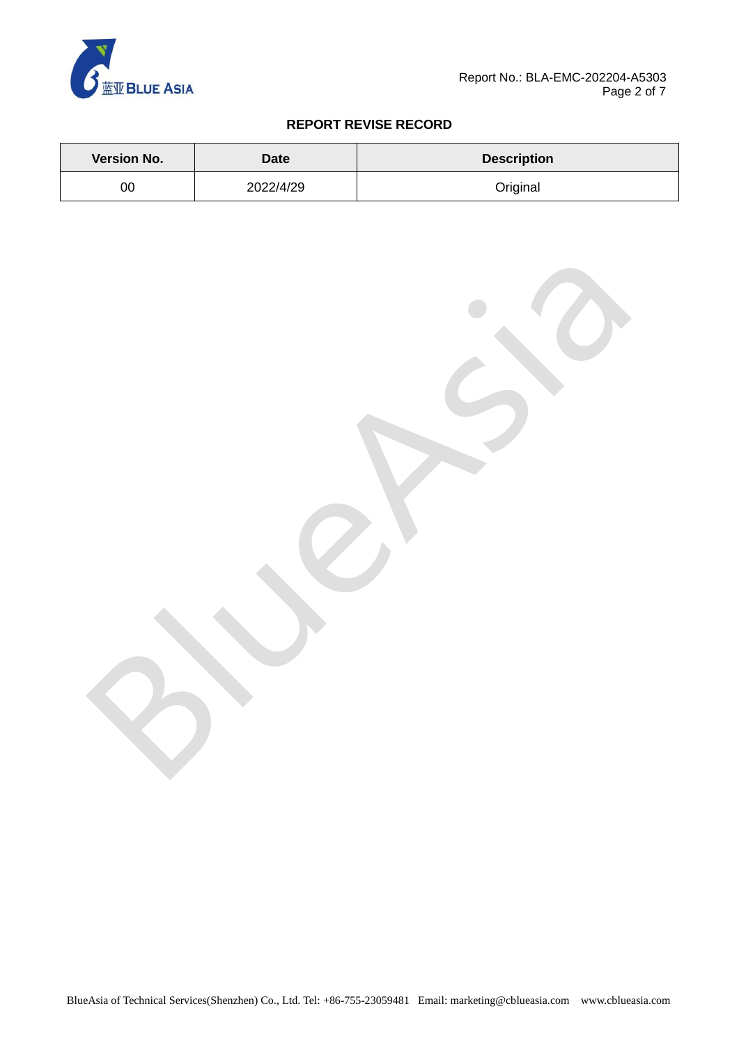**REPORT REVISE RECORD**

| Version No. | Date | Description |
|---|---|---|
| 00 | 2022/4/29 | Original |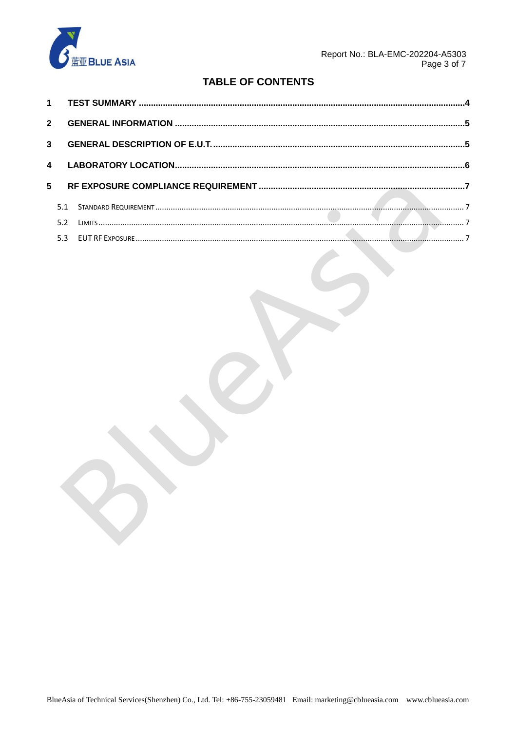# TABLE OF CONTENTS

1 TEST SUMMARY ........................................................................................................................4

2 GENERAL INFORMATION ..........................................................................................................5

3 GENERAL DESCRIPTION OF E.U.T. .........................................................................................5

4 LABORATORY LOCATION.........................................................................................................6

5 RF EXPOSURE COMPLIANCE REQUIREMENT .......................................................................7

- 5.1 STANDARD REQUIREMENT ............................................................................................7
- 5.2 LIMITS ...........................................................................................................................7
- 5.3 EUT RF EXPOSURE .......................................................................................................7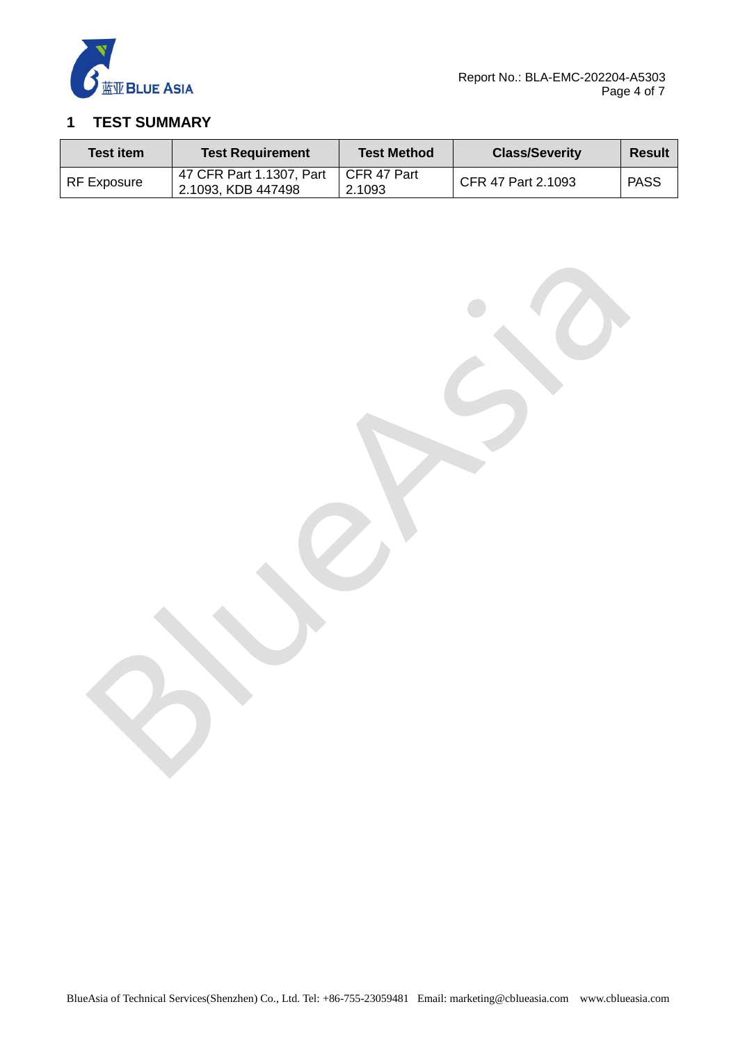# 1 TEST SUMMARY

| Test item | Test Requirement | Test Method | Class/Severity | Result |
|---|---|---|---|---|
| RF Exposure | 47 CFR Part 1.1307, Part 2.1093, KDB 447498 | CFR 47 Part 2.1093 | CFR 47 Part 2.1093 | PASS |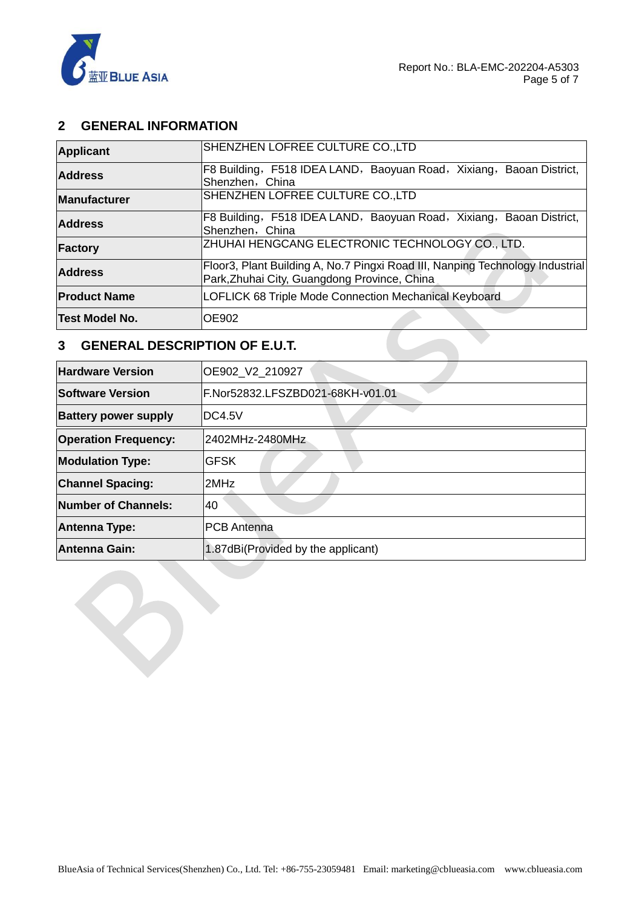## 2 GENERAL INFORMATION

| | |
|---|---|
| **Applicant** | SHENZHEN LOFREE CULTURE CO.,LTD |
| **Address** | F8 Building，F518 IDEA LAND，Baoyuan Road，Xixiang，Baoan District, Shenzhen，China |
| **Manufacturer** | SHENZHEN LOFREE CULTURE CO.,LTD |
| **Address** | F8 Building，F518 IDEA LAND，Baoyuan Road，Xixiang，Baoan District, Shenzhen，China |
| **Factory** | ZHUHAI HENGCANG ELECTRONIC TECHNOLOGY CO., LTD. |
| **Address** | Floor3, Plant Building A, No.7 Pingxi Road III, Nanping Technology Industrial Park,Zhuhai City, Guangdong Province, China |
| **Product Name** | LOFLICK 68 Triple Mode Connection Mechanical Keyboard |
| **Test Model No.** | OE902 |

## 3 GENERAL DESCRIPTION OF E.U.T.

| | |
|---|---|
| **Hardware Version** | OE902_V2_210927 |
| **Software Version** | F.Nor52832.LFSZBD021-68KH-v01.01 |
| **Battery power supply** | DC4.5V |
| **Operation Frequency:** | 2402MHz-2480MHz |
| **Modulation Type:** | GFSK |
| **Channel Spacing:** | 2MHz |
| **Number of Channels:** | 40 |
| **Antenna Type:** | PCB Antenna |
| **Antenna Gain:** | 1.87dBi(Provided by the applicant) |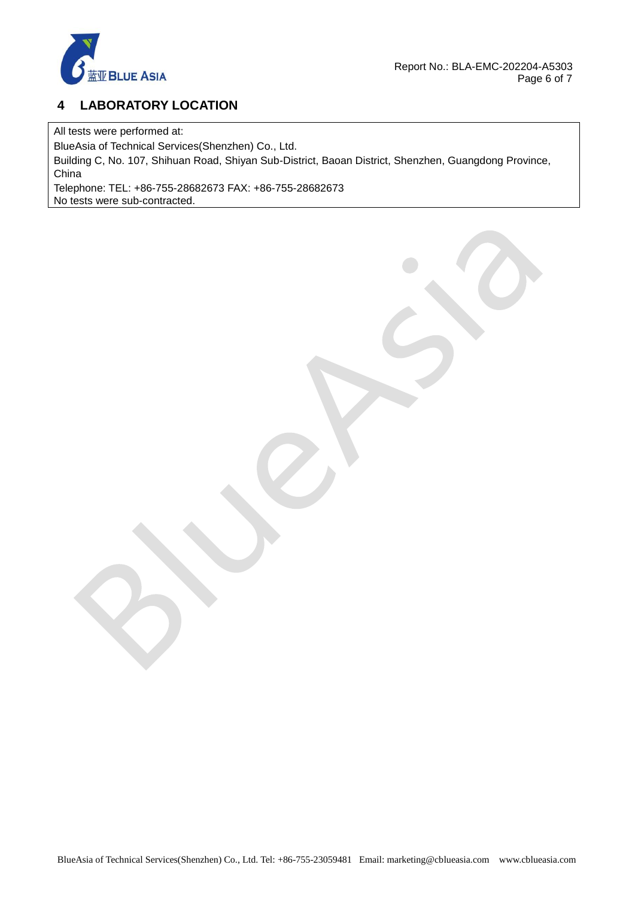## 4 LABORATORY LOCATION

All tests were performed at:

BlueAsia of Technical Services(Shenzhen) Co., Ltd.

Building C, No. 107, Shihuan Road, Shiyan Sub-District, Baoan District, Shenzhen, Guangdong Province, China

Telephone: TEL: +86-755-28682673 FAX: +86-755-28682673

No tests were sub-contracted.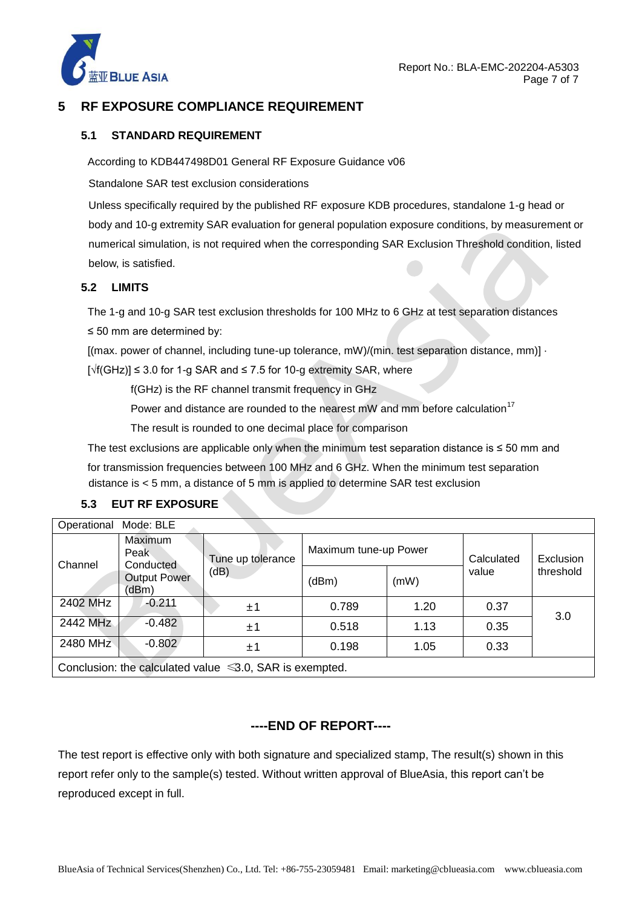# 5 RF EXPOSURE COMPLIANCE REQUIREMENT

## 5.1 STANDARD REQUIREMENT

According to KDB447498D01 General RF Exposure Guidance v06

Standalone SAR test exclusion considerations

Unless specifically required by the published RF exposure KDB procedures, standalone 1-g head or body and 10-g extremity SAR evaluation for general population exposure conditions, by measurement or numerical simulation, is not required when the corresponding SAR Exclusion Threshold condition, listed below, is satisfied.

## 5.2 LIMITS

The 1-g and 10-g SAR test exclusion thresholds for 100 MHz to 6 GHz at test separation distances ≤ 50 mm are determined by:

[(max. power of channel, including tune-up tolerance, mW)/(min. test separation distance, mm)] · [√f(GHz)] ≤ 3.0 for 1-g SAR and ≤ 7.5 for 10-g extremity SAR, where

f(GHz) is the RF channel transmit frequency in GHz

Power and distance are rounded to the nearest mW and mm before calculation[17]

The result is rounded to one decimal place for comparison

The test exclusions are applicable only when the minimum test separation distance is ≤ 50 mm and for transmission frequencies between 100 MHz and 6 GHz. When the minimum test separation distance is < 5 mm, a distance of 5 mm is applied to determine SAR test exclusion

## 5.3 EUT RF EXPOSURE

| Operational Mode: BLE | | | | | | |
|---|---|---|---|---|---|---|
| Channel | Maximum Peak Conducted Output Power (dBm) | Tune up tolerance (dB) | Maximum tune-up Power | | Calculated value | Exclusion threshold |
| | | | (dBm) | (mW) | | |
| 2402 MHz | -0.211 | ±1 | 0.789 | 1.20 | 0.37 | 3.0 |
| 2442 MHz | -0.482 | ±1 | 0.518 | 1.13 | 0.35 | |
| 2480 MHz | -0.802 | ±1 | 0.198 | 1.05 | 0.33 | |
| Conclusion: the calculated value ≤3.0, SAR is exempted. | | | | | | |

**----END OF REPORT----**

The test report is effective only with both signature and specialized stamp, The result(s) shown in this report refer only to the sample(s) tested. Without written approval of BlueAsia, this report can't be reproduced except in full.